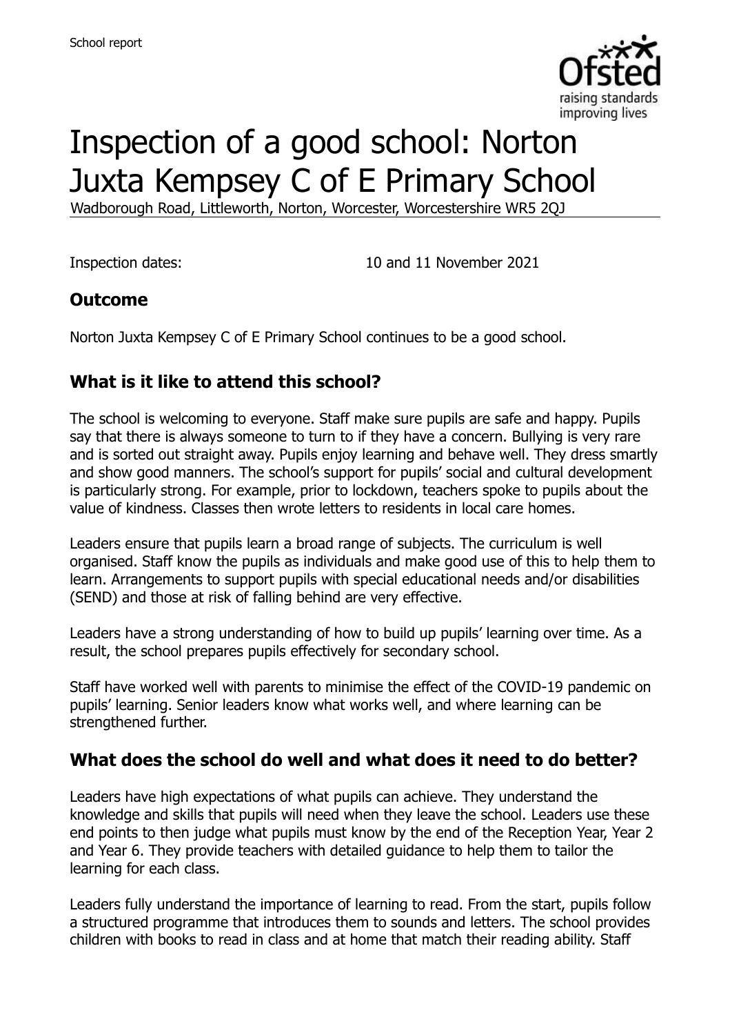# Inspection of a good school: Norton Juxta Kempsey C of E Primary School

Wadborough Road, Littleworth, Norton, Worcester, Worcestershire WR5 2QJ

Inspection dates: 10 and 11 November 2021

## Outcome

Norton Juxta Kempsey C of E Primary School continues to be a good school.

## What is it like to attend this school?

The school is welcoming to everyone. Staff make sure pupils are safe and happy. Pupils say that there is always someone to turn to if they have a concern. Bullying is very rare and is sorted out straight away. Pupils enjoy learning and behave well. They dress smartly and show good manners. The school's support for pupils' social and cultural development is particularly strong. For example, prior to lockdown, teachers spoke to pupils about the value of kindness. Classes then wrote letters to residents in local care homes.

Leaders ensure that pupils learn a broad range of subjects. The curriculum is well organised. Staff know the pupils as individuals and make good use of this to help them to learn. Arrangements to support pupils with special educational needs and/or disabilities (SEND) and those at risk of falling behind are very effective.

Leaders have a strong understanding of how to build up pupils' learning over time. As a result, the school prepares pupils effectively for secondary school.

Staff have worked well with parents to minimise the effect of the COVID-19 pandemic on pupils' learning. Senior leaders know what works well, and where learning can be strengthened further.

## What does the school do well and what does it need to do better?

Leaders have high expectations of what pupils can achieve. They understand the knowledge and skills that pupils will need when they leave the school. Leaders use these end points to then judge what pupils must know by the end of the Reception Year, Year 2 and Year 6. They provide teachers with detailed guidance to help them to tailor the learning for each class.

Leaders fully understand the importance of learning to read. From the start, pupils follow a structured programme that introduces them to sounds and letters. The school provides children with books to read in class and at home that match their reading ability. Staff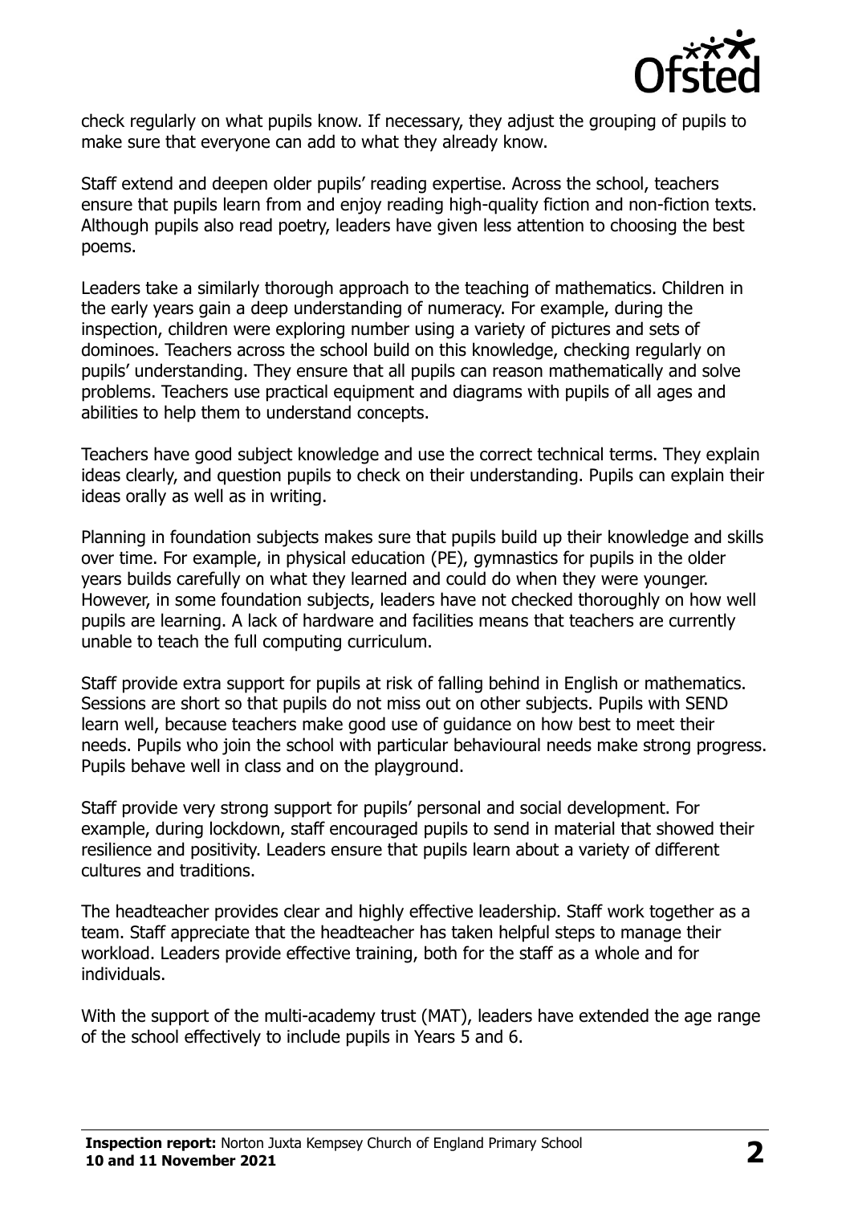check regularly on what pupils know. If necessary, they adjust the grouping of pupils to make sure that everyone can add to what they already know.

Staff extend and deepen older pupils' reading expertise. Across the school, teachers ensure that pupils learn from and enjoy reading high-quality fiction and non-fiction texts. Although pupils also read poetry, leaders have given less attention to choosing the best poems.

Leaders take a similarly thorough approach to the teaching of mathematics. Children in the early years gain a deep understanding of numeracy. For example, during the inspection, children were exploring number using a variety of pictures and sets of dominoes. Teachers across the school build on this knowledge, checking regularly on pupils' understanding. They ensure that all pupils can reason mathematically and solve problems. Teachers use practical equipment and diagrams with pupils of all ages and abilities to help them to understand concepts.

Teachers have good subject knowledge and use the correct technical terms. They explain ideas clearly, and question pupils to check on their understanding. Pupils can explain their ideas orally as well as in writing.

Planning in foundation subjects makes sure that pupils build up their knowledge and skills over time. For example, in physical education (PE), gymnastics for pupils in the older years builds carefully on what they learned and could do when they were younger. However, in some foundation subjects, leaders have not checked thoroughly on how well pupils are learning. A lack of hardware and facilities means that teachers are currently unable to teach the full computing curriculum.

Staff provide extra support for pupils at risk of falling behind in English or mathematics. Sessions are short so that pupils do not miss out on other subjects. Pupils with SEND learn well, because teachers make good use of guidance on how best to meet their needs. Pupils who join the school with particular behavioural needs make strong progress. Pupils behave well in class and on the playground.

Staff provide very strong support for pupils' personal and social development. For example, during lockdown, staff encouraged pupils to send in material that showed their resilience and positivity. Leaders ensure that pupils learn about a variety of different cultures and traditions.

The headteacher provides clear and highly effective leadership. Staff work together as a team. Staff appreciate that the headteacher has taken helpful steps to manage their workload. Leaders provide effective training, both for the staff as a whole and for individuals.

With the support of the multi-academy trust (MAT), leaders have extended the age range of the school effectively to include pupils in Years 5 and 6.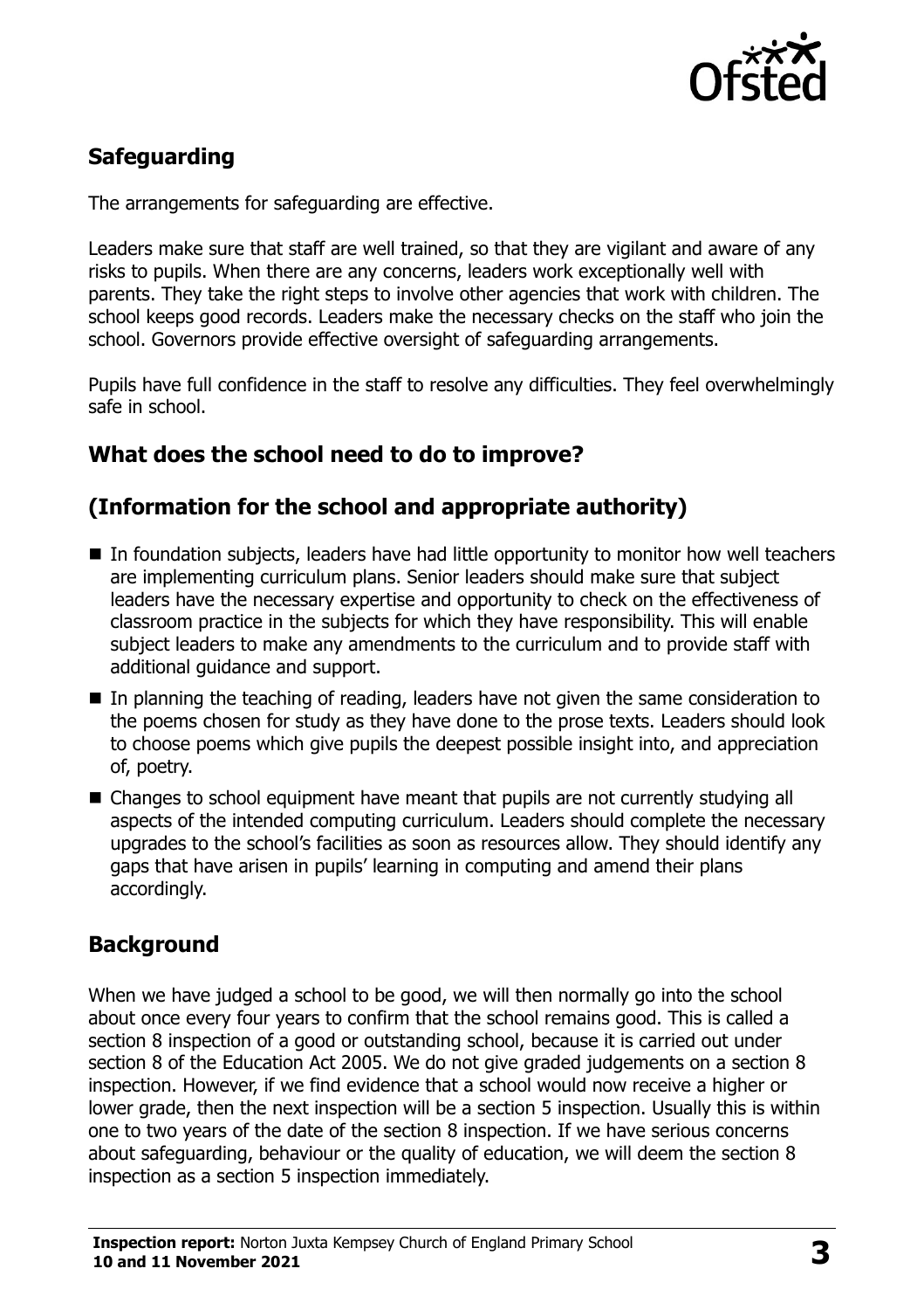## Safeguarding

The arrangements for safeguarding are effective.

Leaders make sure that staff are well trained, so that they are vigilant and aware of any risks to pupils. When there are any concerns, leaders work exceptionally well with parents. They take the right steps to involve other agencies that work with children. The school keeps good records. Leaders make the necessary checks on the staff who join the school. Governors provide effective oversight of safeguarding arrangements.

Pupils have full confidence in the staff to resolve any difficulties. They feel overwhelmingly safe in school.

## What does the school need to do to improve?

## (Information for the school and appropriate authority)

- In foundation subjects, leaders have had little opportunity to monitor how well teachers are implementing curriculum plans. Senior leaders should make sure that subject leaders have the necessary expertise and opportunity to check on the effectiveness of classroom practice in the subjects for which they have responsibility. This will enable subject leaders to make any amendments to the curriculum and to provide staff with additional guidance and support.
- In planning the teaching of reading, leaders have not given the same consideration to the poems chosen for study as they have done to the prose texts. Leaders should look to choose poems which give pupils the deepest possible insight into, and appreciation of, poetry.
- Changes to school equipment have meant that pupils are not currently studying all aspects of the intended computing curriculum. Leaders should complete the necessary upgrades to the school's facilities as soon as resources allow. They should identify any gaps that have arisen in pupils' learning in computing and amend their plans accordingly.

## Background

When we have judged a school to be good, we will then normally go into the school about once every four years to confirm that the school remains good. This is called a section 8 inspection of a good or outstanding school, because it is carried out under section 8 of the Education Act 2005. We do not give graded judgements on a section 8 inspection. However, if we find evidence that a school would now receive a higher or lower grade, then the next inspection will be a section 5 inspection. Usually this is within one to two years of the date of the section 8 inspection. If we have serious concerns about safeguarding, behaviour or the quality of education, we will deem the section 8 inspection as a section 5 inspection immediately.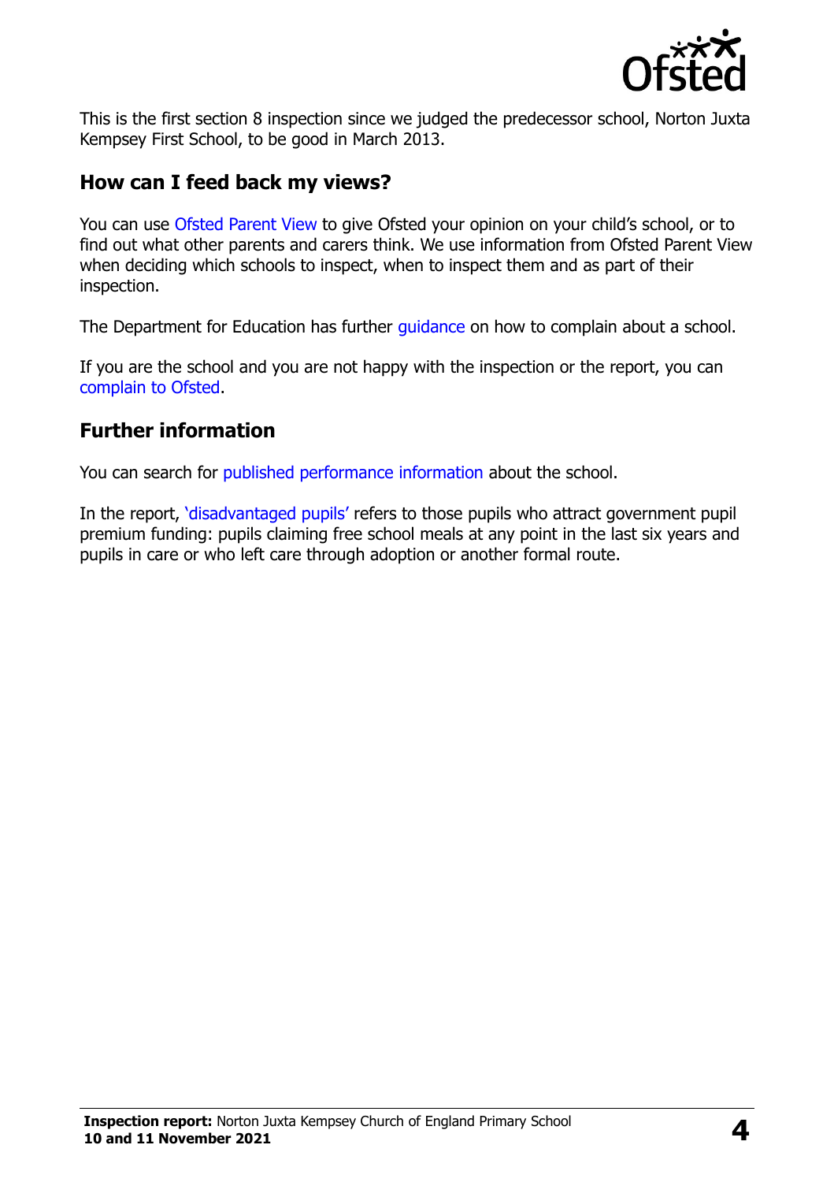This is the first section 8 inspection since we judged the predecessor school, Norton Juxta Kempsey First School, to be good in March 2013.

## How can I feed back my views?

You can use Ofsted Parent View to give Ofsted your opinion on your child's school, or to find out what other parents and carers think. We use information from Ofsted Parent View when deciding which schools to inspect, when to inspect them and as part of their inspection.

The Department for Education has further guidance on how to complain about a school.

If you are the school and you are not happy with the inspection or the report, you can complain to Ofsted.

## Further information

You can search for published performance information about the school.

In the report, 'disadvantaged pupils' refers to those pupils who attract government pupil premium funding: pupils claiming free school meals at any point in the last six years and pupils in care or who left care through adoption or another formal route.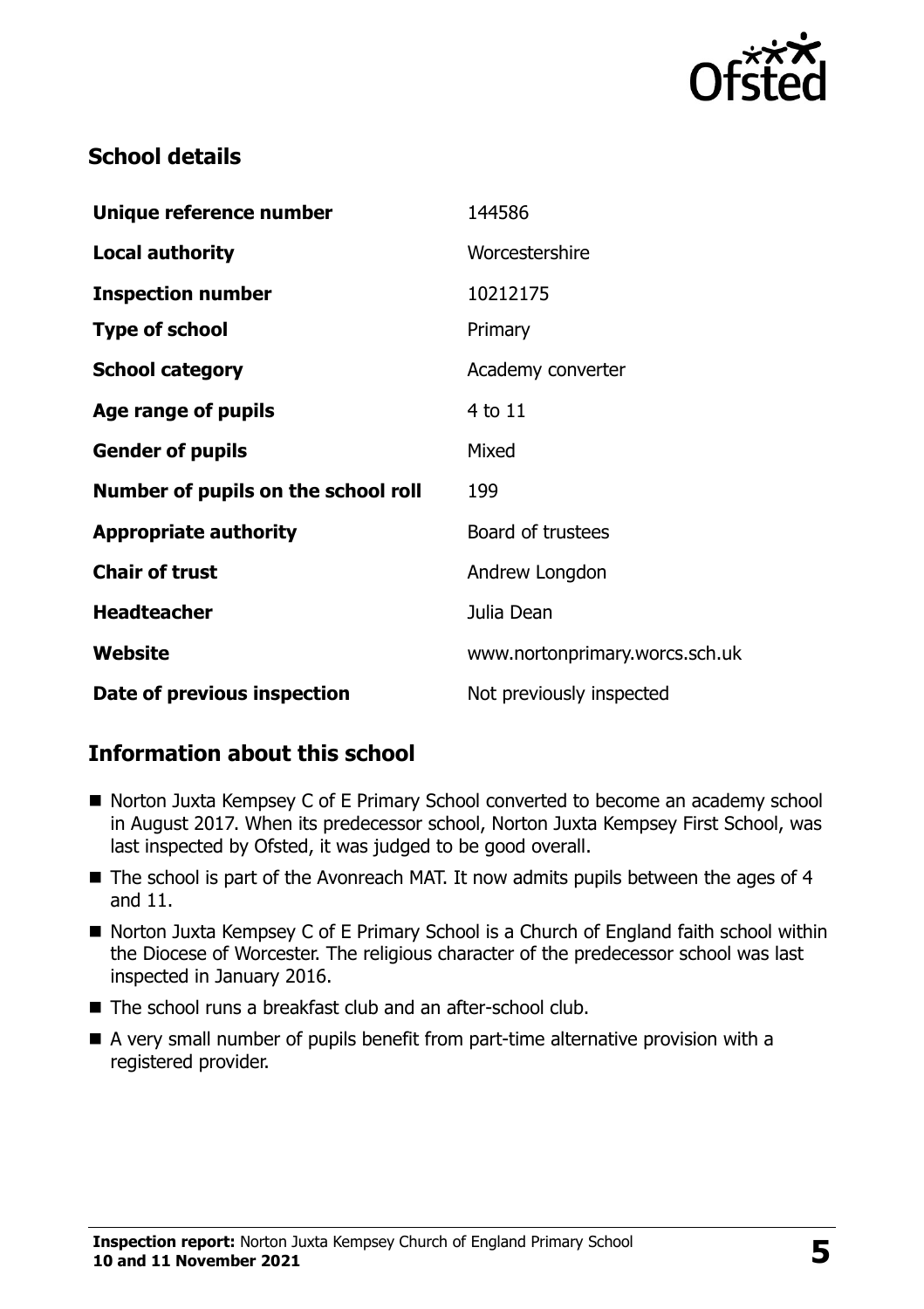## School details

| Unique reference number | 144586 |
| --- | --- |
| **Local authority** | Worcestershire |
| **Inspection number** | 10212175 |
| **Type of school** | Primary |
| **School category** | Academy converter |
| **Age range of pupils** | 4 to 11 |
| **Gender of pupils** | Mixed |
| **Number of pupils on the school roll** | 199 |
| **Appropriate authority** | Board of trustees |
| **Chair of trust** | Andrew Longdon |
| **Headteacher** | Julia Dean |
| **Website** | www.nortonprimary.worcs.sch.uk |
| **Date of previous inspection** | Not previously inspected |

## Information about this school

- Norton Juxta Kempsey C of E Primary School converted to become an academy school in August 2017. When its predecessor school, Norton Juxta Kempsey First School, was last inspected by Ofsted, it was judged to be good overall.
- The school is part of the Avonreach MAT. It now admits pupils between the ages of 4 and 11.
- Norton Juxta Kempsey C of E Primary School is a Church of England faith school within the Diocese of Worcester. The religious character of the predecessor school was last inspected in January 2016.
- The school runs a breakfast club and an after-school club.
- A very small number of pupils benefit from part-time alternative provision with a registered provider.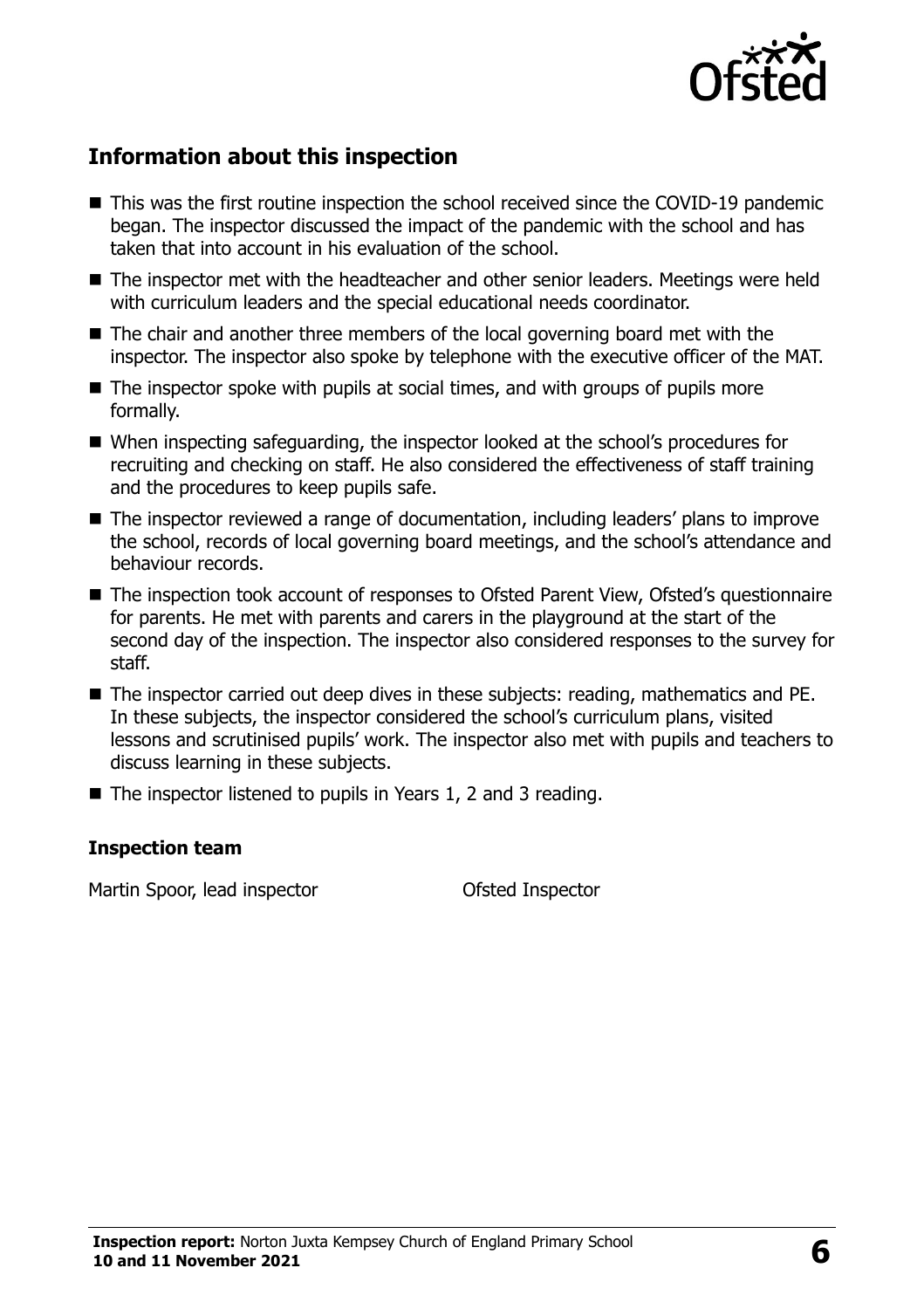## Information about this inspection

- This was the first routine inspection the school received since the COVID-19 pandemic began. The inspector discussed the impact of the pandemic with the school and has taken that into account in his evaluation of the school.
- The inspector met with the headteacher and other senior leaders. Meetings were held with curriculum leaders and the special educational needs coordinator.
- The chair and another three members of the local governing board met with the inspector. The inspector also spoke by telephone with the executive officer of the MAT.
- The inspector spoke with pupils at social times, and with groups of pupils more formally.
- When inspecting safeguarding, the inspector looked at the school's procedures for recruiting and checking on staff. He also considered the effectiveness of staff training and the procedures to keep pupils safe.
- The inspector reviewed a range of documentation, including leaders' plans to improve the school, records of local governing board meetings, and the school's attendance and behaviour records.
- The inspection took account of responses to Ofsted Parent View, Ofsted's questionnaire for parents. He met with parents and carers in the playground at the start of the second day of the inspection. The inspector also considered responses to the survey for staff.
- The inspector carried out deep dives in these subjects: reading, mathematics and PE. In these subjects, the inspector considered the school's curriculum plans, visited lessons and scrutinised pupils' work. The inspector also met with pupils and teachers to discuss learning in these subjects.
- The inspector listened to pupils in Years 1, 2 and 3 reading.

### Inspection team

| | |
|---|---|
| Martin Spoor, lead inspector | Ofsted Inspector |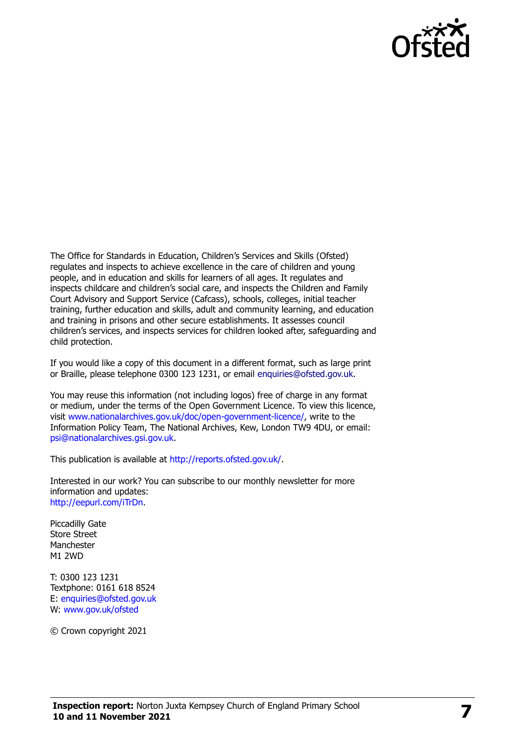The Office for Standards in Education, Children's Services and Skills (Ofsted) regulates and inspects to achieve excellence in the care of children and young people, and in education and skills for learners of all ages. It regulates and inspects childcare and children's social care, and inspects the Children and Family Court Advisory and Support Service (Cafcass), schools, colleges, initial teacher training, further education and skills, adult and community learning, and education and training in prisons and other secure establishments. It assesses council children's services, and inspects services for children looked after, safeguarding and child protection.

If you would like a copy of this document in a different format, such as large print or Braille, please telephone 0300 123 1231, or email enquiries@ofsted.gov.uk.

You may reuse this information (not including logos) free of charge in any format or medium, under the terms of the Open Government Licence. To view this licence, visit www.nationalarchives.gov.uk/doc/open-government-licence/, write to the Information Policy Team, The National Archives, Kew, London TW9 4DU, or email: psi@nationalarchives.gsi.gov.uk.

This publication is available at http://reports.ofsted.gov.uk/.

Interested in our work? You can subscribe to our monthly newsletter for more information and updates:
http://eepurl.com/iTrDn.

Piccadilly Gate
Store Street
Manchester
M1 2WD

T: 0300 123 1231
Textphone: 0161 618 8524
E: enquiries@ofsted.gov.uk
W: www.gov.uk/ofsted

© Crown copyright 2021